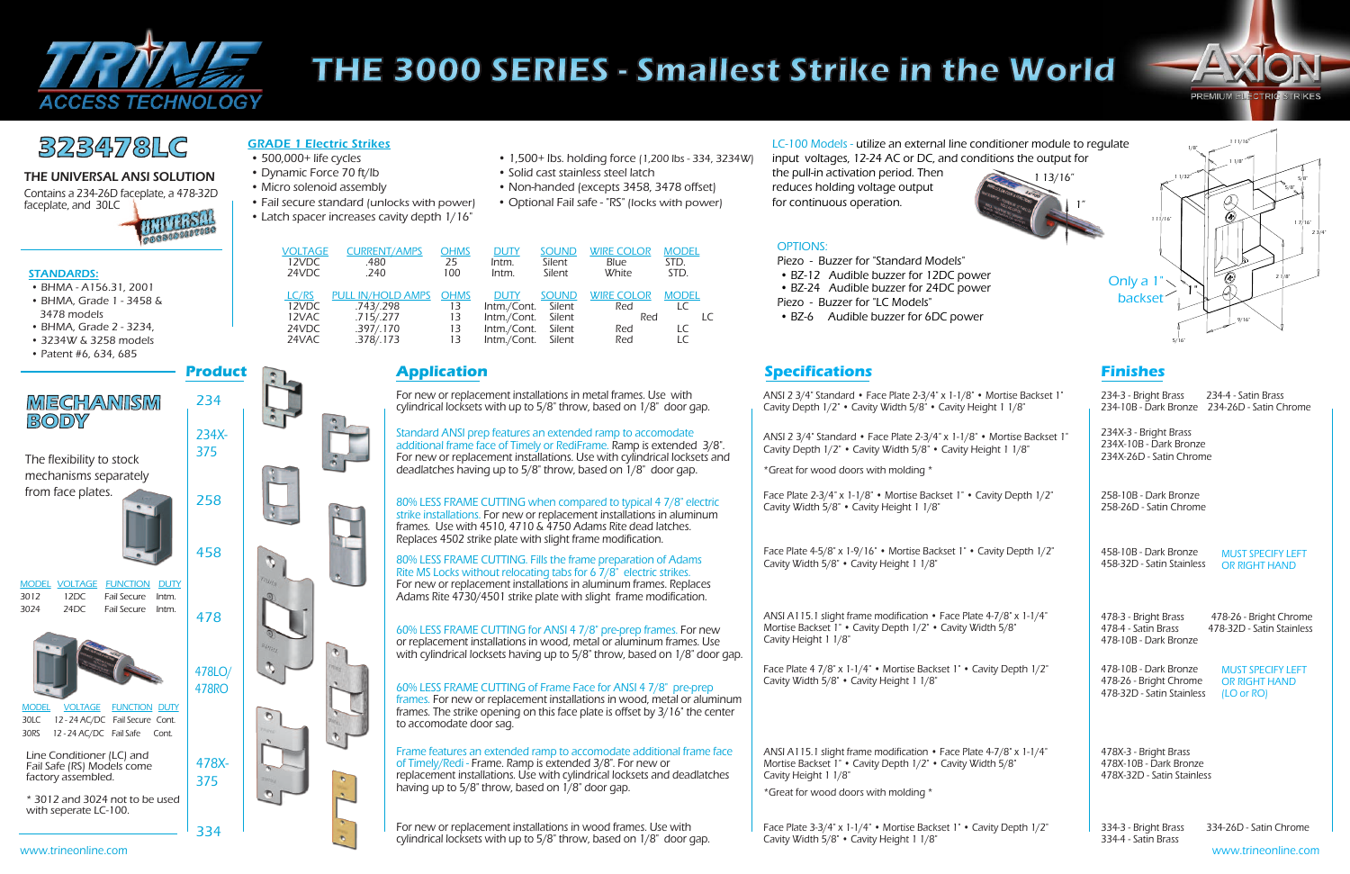# THE 3000 SERIES - Smallest Strike in the World

TRINE ACCESS TECHNOLOGY

AXION PREMIUM ELECTRIC STRIKES

## 323478LC

### THE UNIVERSAL ANSI SOLUTION

Contains a 234-26D faceplate, a 478-32D faceplate, and 30LC

**STANDARDS:**

- BHMA - A156.31, 2001
- BHMA, Grade 1 - 3458 & 3478 models
- BHMA, Grade 2 - 3234, 3234W & 3258 models
- Patent #6, 634, 685

**GRADE 1 Electric Strikes**

- 500,000+ life cycles
- Dynamic Force 70 ft/lb
- Micro solenoid assembly
- Fail secure standard (unlocks with power)
- Latch spacer increases cavity depth 1/16"
- 1,500+ lbs. holding force (1,200 lbs - 334, 3234W)
- Solid cast stainless steel latch
- Non-handed (excepts 3458, 3478 offset)
- Optional Fail safe - "RS" (locks with power)

| VOLTAGE | CURRENT/AMPS | OHMS | DUTY | SOUND | WIRE COLOR | MODEL |
|---|---|---|---|---|---|---|
| 12VDC | .480 | 25 | Intm. | Silent | Blue | STD. |
| 24VDC | .240 | 100 | Intm. | Silent | White | STD. |

| LC/RS | PULL IN/HOLD AMPS | OHMS | DUTY | SOUND | WIRE COLOR | MODEL |
|---|---|---|---|---|---|---|
| 12VDC | .743/.298 | 13 | Intm./Cont. | Silent | Red | LC |
| 12VAC | .715/.277 | 13 | Intm./Cont. | Silent | Red | LC |
| 24VDC | .397/.170 | 13 | Intm./Cont. | Silent | Red | LC |
| 24VAC | .378/.173 | 13 | Intm./Cont. | Silent | Red | LC |

LC-100 Models - utilize an external line conditioner module to regulate input voltages, 12-24 AC or DC, and conditions the output for the pull-in activation period. Then reduces holding voltage output for continuous operation.

OPTIONS:

Piezo - Buzzer for "Standard Models"

- BZ-12 Audible buzzer for 12DC power
- BZ-24 Audible buzzer for 24DC power

Piezo - Buzzer for "LC Models"

- BZ-6 Audible buzzer for 6DC power

Only a 1" backset

## MECHANISM BODY

The flexibility to stock mechanisms separately from face plates.

| MODEL | VOLTAGE | FUNCTION | DUTY |
|---|---|---|---|
| 3012 | 12DC | Fail Secure | Intm. |
| 3024 | 24DC | Fail Secure | Intm. |

| MODEL | VOLTAGE | FUNCTION | DUTY |
|---|---|---|---|
| 30LC | 12 - 24 AC/DC | Fail Secure | Cont. |
| 30RS | 12 - 24 AC/DC | Fail Safe | Cont. |

Line Conditioner (LC) and Fail Safe (RS) Models come factory assembled.

\* 3012 and 3024 not to be used with seperate LC-100.

| Product | Application | Specifications | Finishes |
|---|---|---|---|
| 234 | For new or replacement installations in metal frames. Use with cylindrical locksets with up to 5/8" throw, based on 1/8" door gap. | ANSI 2 3/4" Standard • Face Plate 2-3/4" x 1-1/8" • Mortise Backset 1" Cavity Depth 1/2" • Cavity Width 5/8" • Cavity Height 1 1/8" | 234-3 - Bright Brass; 234-4 - Satin Brass; 234-10B - Dark Bronze; 234-26D - Satin Chrome |
| 234X-375 | Standard ANSI prep features an extended ramp to accomodate additional frame face of Timely or RediFrame. Ramp is extended 3/8". For new or replacement installations. Use with cylindrical locksets and deadlatches having up to 5/8" throw, based on 1/8" door gap. | ANSI 2 3/4" Standard • Face Plate 2-3/4" x 1-1/8" • Mortise Backset 1" Cavity Depth 1/2" • Cavity Width 5/8" • Cavity Height 1 1/8"<br>*Great for wood doors with molding * | 234X-3 - Bright Brass; 234X-10B - Dark Bronze; 234X-26D - Satin Chrome |
| 258 | 80% LESS FRAME CUTTING when compared to typical 4 7/8" electric strike installations. For new or replacement installations in aluminum frames. Use with 4510, 4710 & 4750 Adams Rite dead latches. Replaces 4502 strike plate with slight frame modification. | Face Plate 2-3/4" x 1-1/8" • Mortise Backset 1" • Cavity Depth 1/2" Cavity Width 5/8" • Cavity Height 1 1/8" | 258-10B - Dark Bronze; 258-26D - Satin Chrome |
| 458 | 80% LESS FRAME CUTTING. Fills the frame preparation of Adams Rite MS Locks without relocating tabs for 6 7/8" electric strikes. For new or replacement installations in aluminum frames. Replaces Adams Rite 4730/4501 strike plate with slight frame modification. | Face Plate 4-5/8" x 1-9/16" • Mortise Backset 1" • Cavity Depth 1/2" Cavity Width 5/8" • Cavity Height 1 1/8" | 458-10B - Dark Bronze; 458-32D - Satin Stainless; MUST SPECIFY LEFT OR RIGHT HAND |
| 478 | 60% LESS FRAME CUTTING for ANSI 4 7/8" pre-prep frames. For new or replacement installations in wood, metal or aluminum frames. Use with cylindrical locksets having up to 5/8" throw, based on 1/8" door gap. | ANSI A115.1 slight frame modification • Face Plate 4-7/8" x 1-1/4" Mortise Backset 1" • Cavity Depth 1/2" • Cavity Width 5/8" Cavity Height 1 1/8" | 478-3 - Bright Brass; 478-4 - Satin Brass; 478-10B - Dark Bronze; 478-26 - Bright Chrome; 478-32D - Satin Stainless |
| 478LO/478RO | 60% LESS FRAME CUTTING of Frame Face for ANSI 4 7/8" pre-prep frames. For new or replacement installations in wood, metal or aluminum frames. The strike opening on this face plate is offset by 3/16" the center to accomodate door sag. | Face Plate 4 7/8" x 1-1/4" • Mortise Backset 1" • Cavity Depth 1/2" Cavity Width 5/8" • Cavity Height 1 1/8" | 478-10B - Dark Bronze; 478-26 - Bright Chrome; 478-32D - Satin Stainless; MUST SPECIFY LEFT OR RIGHT HAND (LO or RO) |
| 478X-375 | Frame features an extended ramp to accomodate additional frame face of Timely/Redi - Frame. Ramp is extended 3/8". For new or replacement installations. Use with cylindrical locksets and deadlatches having up to 5/8" throw, based on 1/8" door gap. | ANSI A115.1 slight frame modification • Face Plate 4-7/8" x 1-1/4" Mortise Backset 1" • Cavity Depth 1/2" • Cavity Width 5/8" Cavity Height 1 1/8"<br>*Great for wood doors with molding * | 478X-3 - Bright Brass; 478X-10B - Dark Bronze; 478X-32D - Satin Stainless |
| 334 | For new or replacement installations in wood frames. Use with cylindrical locksets with up to 5/8" throw, based on 1/8" door gap. | Face Plate 3-3/4" x 1-1/4" • Mortise Backset 1" • Cavity Depth 1/2" Cavity Width 5/8" • Cavity Height 1 1/8" | 334-3 - Bright Brass; 334-4 - Satin Brass; 334-26D - Satin Chrome |

www.trineonline.com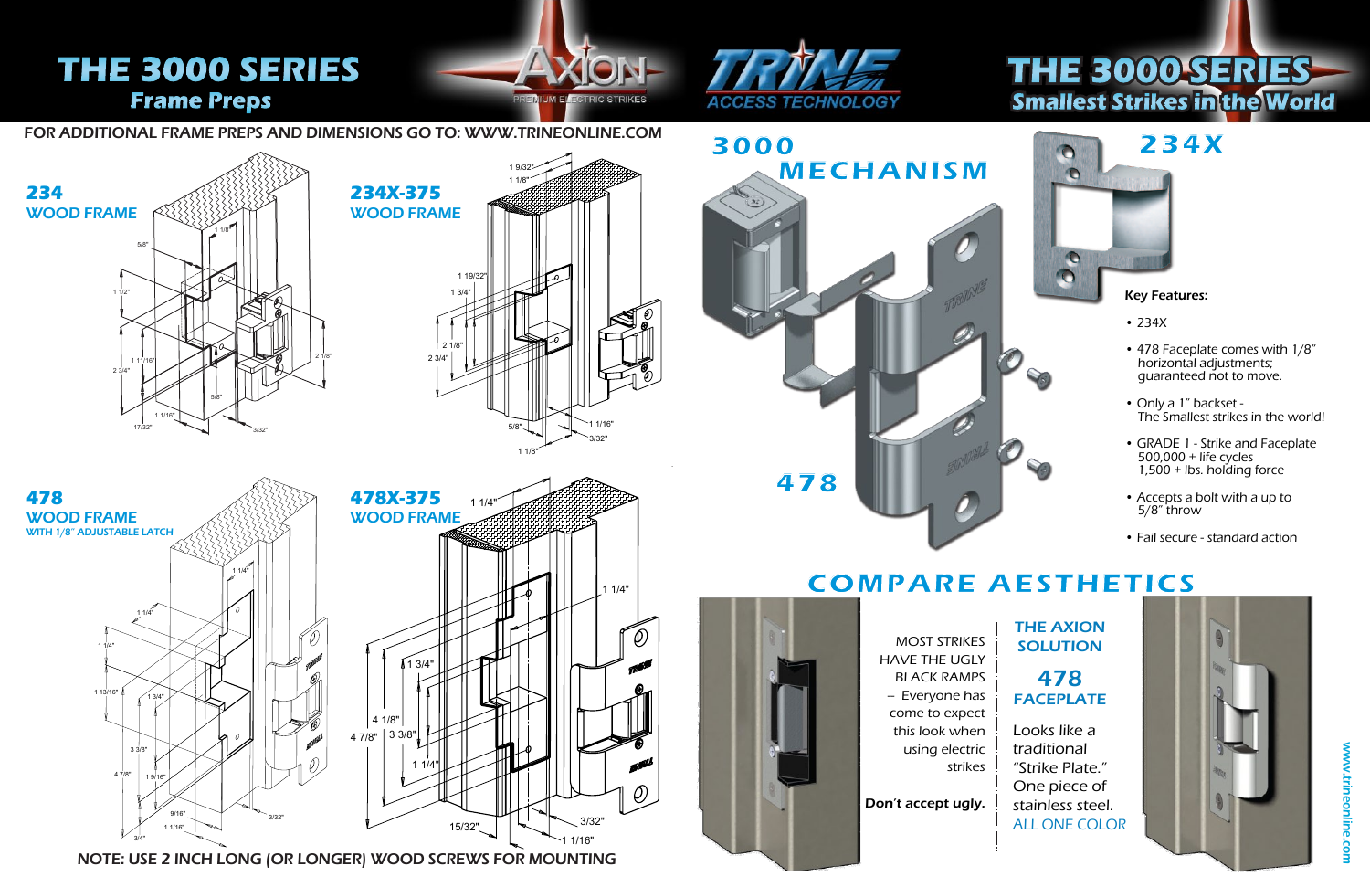# THE 3000 SERIES
## Frame Preps

AXION PREMIUM ELECTRIC STRIKES

TRINE ACCESS TECHNOLOGY

# THE 3000 SERIES
## Smallest Strikes in the World

FOR ADDITIONAL FRAME PREPS AND DIMENSIONS GO TO: WWW.TRINEONLINE.COM

### 234
WOOD FRAME

5/8"
1/8"
1 1/2"
1 11/16"
2 3/4"
5/8"
1 1/16"
17/32"
3/32"
2 1/8"

### 234X-375
WOOD FRAME

1 9/32"
1 1/8"
1 19/32"
1 3/4"
2 1/8"
2 3/4"
5/8"
1 1/16"
3/32"
1 1/8"

### 478
WOOD FRAME
WITH 1/8" ADJUSTABLE LATCH

1 1/4"
1 1/4"
1 1/4"
1 13/16"
1 3/4"
3 3/8"
4 7/8"
1 9/16"
9/16"
1 1/16"
3/4"
3/32"

### 478X-375
WOOD FRAME

1 1/4"
1 1/4"
1 3/4"
4 1/8"
4 7/8"
3 3/8"
1 1/4"
15/32"
3/32"
1 1/16"

NOTE: USE 2 INCH LONG (OR LONGER) WOOD SCREWS FOR MOUNTING

## 3000 MECHANISM

478

## 234X

**Key Features:**

- 234X
- 478 Faceplate comes with 1/8" horizontal adjustments; guaranteed not to move.
- Only a 1" backset - The Smallest strikes in the world!
- GRADE 1 - Strike and Faceplate 500,000 + life cycles 1,500 + lbs. holding force
- Accepts a bolt with a up to 5/8" throw
- Fail secure - standard action

## COMPARE AESTHETICS

MOST STRIKES HAVE THE UGLY BLACK RAMPS – Everyone has come to expect this look when using electric strikes

**Don't accept ugly.**

**THE AXION SOLUTION**

**478 FACEPLATE**

Looks like a traditional "Strike Plate." One piece of stainless steel. ALL ONE COLOR

www.trineonline.com